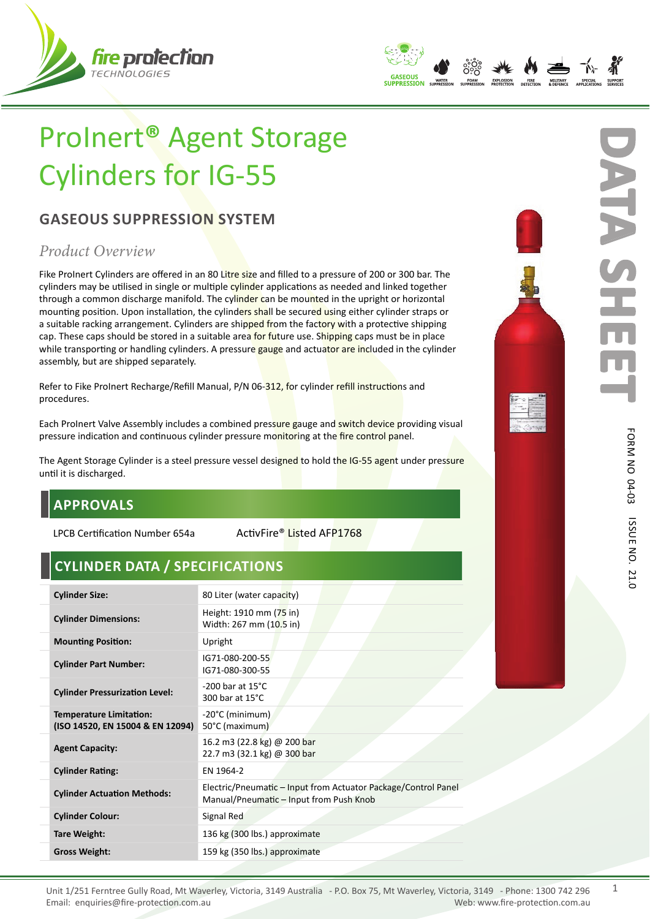# ProInert® Agent Storage Cylinders for IG-55

## GASEOUS SUPPRESSION SYSTEM

### *Product Overview*

Fike ProInert Cylinders are offered in an 80 Litre size and filled to a pressure of 200 or 300 bar. The cylinders may be utilised in single or multiple cylinder applications as needed and linked together through a common discharge manifold. The cylinder can be mounted in the upright or horizontal mounting position. Upon installation, the cylinders shall be secured using either cylinder straps or a suitable racking arrangement. Cylinders are shipped from the factory with a protective shipping cap. These caps should be stored in a suitable area for future use. Shipping caps must be in place while transporting or handling cylinders. A pressure gauge and actuator are included in the cylinder assembly, but are shipped separately.

Refer to Fike ProInert Recharge/Refill Manual, P/N 06-312, for cylinder refill instructions and procedures.

Each ProInert Valve Assembly includes a combined pressure gauge and switch device providing visual pressure indication and continuous cylinder pressure monitoring at the fire control panel.

The Agent Storage Cylinder is a steel pressure vessel designed to hold the IG-55 agent under pressure until it is discharged.

## APPROVALS

LPCB Certification Number 654a

ActivFire® Listed AFP1768

## CYLINDER DATA / SPECIFICATIONS

| | |
|---|---|
| **Cylinder Size:** | 80 Liter (water capacity) |
| **Cylinder Dimensions:** | Height: 1910 mm (75 in)<br>Width: 267 mm (10.5 in) |
| **Mounting Position:** | Upright |
| **Cylinder Part Number:** | IG71-080-200-55<br>IG71-080-300-55 |
| **Cylinder Pressurization Level:** | -200 bar at 15°C<br>300 bar at 15°C |
| **Temperature Limitation: (ISO 14520, EN 15004 & EN 12094)** | -20°C (minimum)<br>50°C (maximum) |
| **Agent Capacity:** | 16.2 m3 (22.8 kg) @ 200 bar<br>22.7 m3 (32.1 kg) @ 300 bar |
| **Cylinder Rating:** | EN 1964-2 |
| **Cylinder Actuation Methods:** | Electric/Pneumatic – Input from Actuator Package/Control Panel<br>Manual/Pneumatic – Input from Push Knob |
| **Cylinder Colour:** | Signal Red |
| **Tare Weight:** | 136 kg (300 lbs.) approximate |
| **Gross Weight:** | 159 kg (350 lbs.) approximate |

DATA SHEET

FORM NO 04-03 ISSUE NO. 21.0

Unit 1/251 Ferntree Gully Road, Mt Waverley, Victoria, 3149 Australia - P.O. Box 75, Mt Waverley, Victoria, 3149 - Phone: 1300 742 296
Email: enquiries@fire-protection.com.au Web: www.fire-protection.com.au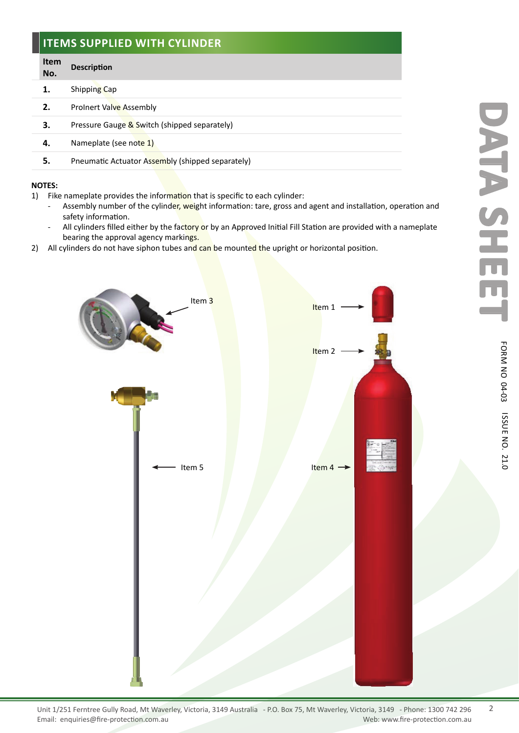## ITEMS SUPPLIED WITH CYLINDER

| Item No. | Description |
|---|---|
| **1.** | Shipping Cap |
| **2.** | ProInert Valve Assembly |
| **3.** | Pressure Gauge & Switch (shipped separately) |
| **4.** | Nameplate (see note 1) |
| **5.** | Pneumatic Actuator Assembly (shipped separately) |

**NOTES:**

1) Fike nameplate provides the information that is specific to each cylinder:
   - Assembly number of the cylinder, weight information: tare, gross and agent and installation, operation and safety information.
   - All cylinders filled either by the factory or by an Approved Initial Fill Station are provided with a nameplate bearing the approval agency markings.
2) All cylinders do not have siphon tubes and can be mounted the upright or horizontal position.

Item 3

Item 1

Item 2

Item 5

Item 4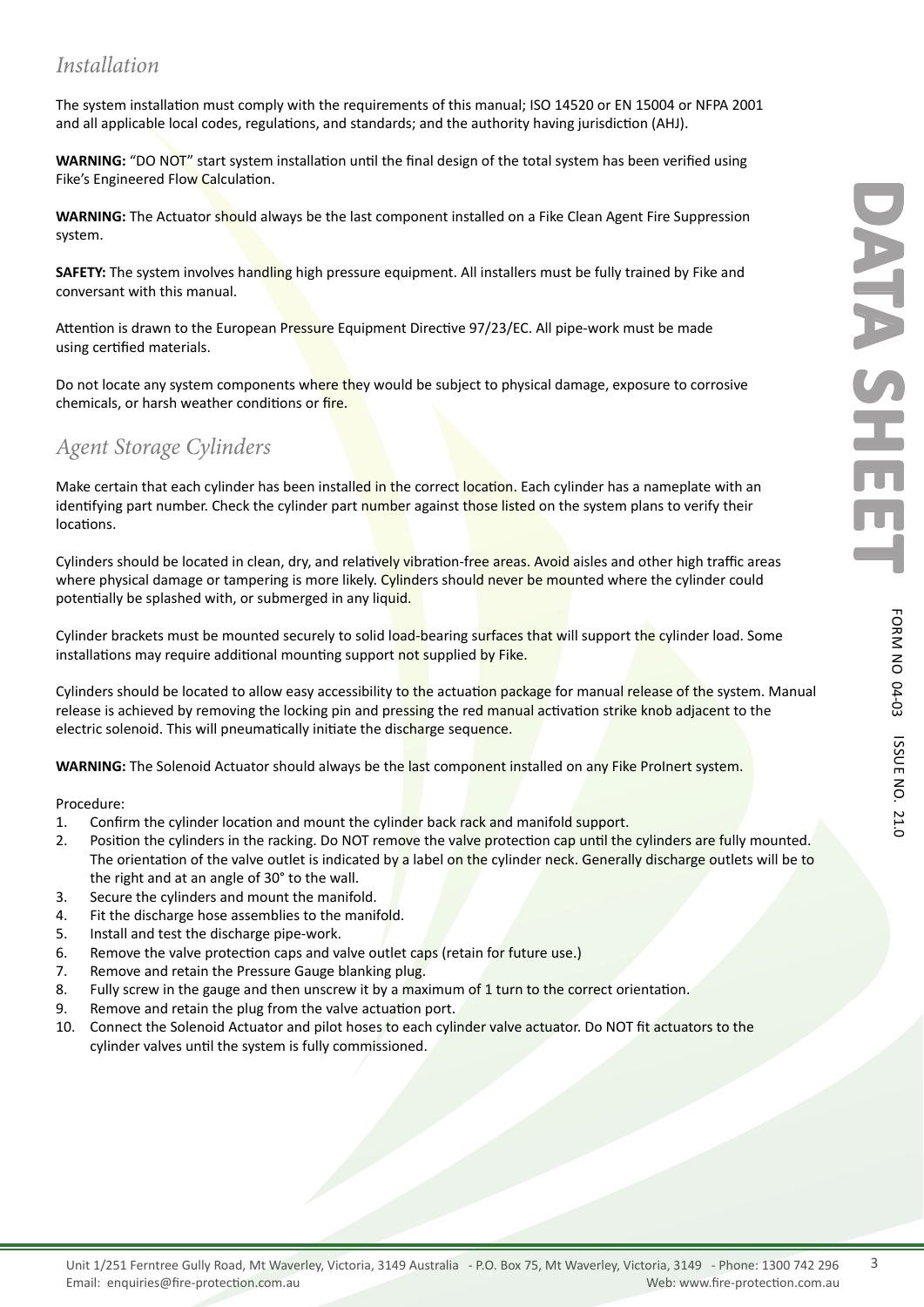## *Installation*

The system installation must comply with the requirements of this manual; ISO 14520 or EN 15004 or NFPA 2001 and all applicable local codes, regulations, and standards; and the authority having jurisdiction (AHJ).

**WARNING:** "DO NOT" start system installation until the final design of the total system has been verified using Fike's Engineered Flow Calculation.

**WARNING:** The Actuator should always be the last component installed on a Fike Clean Agent Fire Suppression system.

**SAFETY:** The system involves handling high pressure equipment. All installers must be fully trained by Fike and conversant with this manual.

Attention is drawn to the European Pressure Equipment Directive 97/23/EC. All pipe-work must be made using certified materials.

Do not locate any system components where they would be subject to physical damage, exposure to corrosive chemicals, or harsh weather conditions or fire.

## *Agent Storage Cylinders*

Make certain that each cylinder has been installed in the correct location. Each cylinder has a nameplate with an identifying part number. Check the cylinder part number against those listed on the system plans to verify their locations.

Cylinders should be located in clean, dry, and relatively vibration-free areas. Avoid aisles and other high traffic areas where physical damage or tampering is more likely. Cylinders should never be mounted where the cylinder could potentially be splashed with, or submerged in any liquid.

Cylinder brackets must be mounted securely to solid load-bearing surfaces that will support the cylinder load. Some installations may require additional mounting support not supplied by Fike.

Cylinders should be located to allow easy accessibility to the actuation package for manual release of the system. Manual release is achieved by removing the locking pin and pressing the red manual activation strike knob adjacent to the electric solenoid. This will pneumatically initiate the discharge sequence.

**WARNING:** The Solenoid Actuator should always be the last component installed on any Fike ProInert system.

Procedure:

1. Confirm the cylinder location and mount the cylinder back rack and manifold support.
2. Position the cylinders in the racking. Do NOT remove the valve protection cap until the cylinders are fully mounted. The orientation of the valve outlet is indicated by a label on the cylinder neck. Generally discharge outlets will be to the right and at an angle of 30° to the wall.
3. Secure the cylinders and mount the manifold.
4. Fit the discharge hose assemblies to the manifold.
5. Install and test the discharge pipe-work.
6. Remove the valve protection caps and valve outlet caps (retain for future use.)
7. Remove and retain the Pressure Gauge blanking plug.
8. Fully screw in the gauge and then unscrew it by a maximum of 1 turn to the correct orientation.
9. Remove and retain the plug from the valve actuation port.
10. Connect the Solenoid Actuator and pilot hoses to each cylinder valve actuator. Do NOT fit actuators to the cylinder valves until the system is fully commissioned.